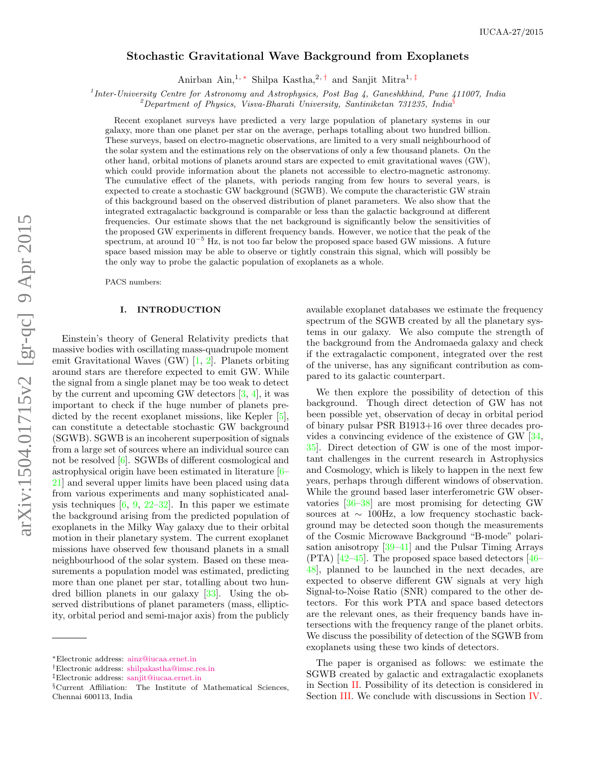IUCAA-27/2015

# Stochastic Gravitational Wave Background from Exoplanets

Anirban Ain,[1,*] Shilpa Kastha,[2,†] and Sanjit Mitra[1,‡]

[1] *Inter-University Centre for Astronomy and Astrophysics, Post Bag 4, Ganeshkhind, Pune 411007, India*
[2] *Department of Physics, Visva-Bharati University, Santiniketan 731235, India*[§]

Recent exoplanet surveys have predicted a very large population of planetary systems in our galaxy, more than one planet per star on the average, perhaps totalling about two hundred billion. These surveys, based on electro-magnetic observations, are limited to a very small neighbourhood of the solar system and the estimations rely on the observations of only a few thousand planets. On the other hand, orbital motions of planets around stars are expected to emit gravitational waves (GW), which could provide information about the planets not accessible to electro-magnetic astronomy. The cumulative effect of the planets, with periods ranging from few hours to several years, is expected to create a stochastic GW background (SGWB). We compute the characteristic GW strain of this background based on the observed distribution of planet parameters. We also show that the integrated extragalactic background is comparable or less than the galactic background at different frequencies. Our estimate shows that the net background is significantly below the sensitivities of the proposed GW experiments in different frequency bands. However, we notice that the peak of the spectrum, at around $10^{-5}$ Hz, is not too far below the proposed space based GW missions. A future space based mission may be able to observe or tightly constrain this signal, which will possibly be the only way to probe the galactic population of exoplanets as a whole.

PACS numbers:

## I. INTRODUCTION

Einstein's theory of General Relativity predicts that massive bodies with oscillating mass-quadrupole moment emit Gravitational Waves (GW) [1, 2]. Planets orbiting around stars are therefore expected to emit GW. While the signal from a single planet may be too weak to detect by the current and upcoming GW detectors [3, 4], it was important to check if the huge number of planets predicted by the recent exoplanet missions, like Kepler [5], can constitute a detectable stochastic GW background (SGWB). SGWB is an incoherent superposition of signals from a large set of sources where an individual source can not be resolved [6]. SGWBs of different cosmological and astrophysical origin have been estimated in literature [6–21] and several upper limits have been placed using data from various experiments and many sophisticated analysis techniques [6, 9, 22–32]. In this paper we estimate the background arising from the predicted population of exoplanets in the Milky Way galaxy due to their orbital motion in their planetary system. The current exoplanet missions have observed few thousand planets in a small neighbourhood of the solar system. Based on these measurements a population model was estimated, predicting more than one planet per star, totalling about two hundred billion planets in our galaxy [33]. Using the observed distributions of planet parameters (mass, ellipticity, orbital period and semi-major axis) from the publicly available exoplanet databases we estimate the frequency spectrum of the SGWB created by all the planetary systems in our galaxy. We also compute the strength of the background from the Andromaeda galaxy and check if the extragalactic component, integrated over the rest of the universe, has any significant contribution as compared to its galactic counterpart.

We then explore the possibility of detection of this background. Though direct detection of GW has not been possible yet, observation of decay in orbital period of binary pulsar PSR B1913+16 over three decades provides a convincing evidence of the existence of GW [34, 35]. Direct detection of GW is one of the most important challenges in the current research in Astrophysics and Cosmology, which is likely to happen in the next few years, perhaps through different windows of observation. While the ground based laser interferometric GW observatories [36–38] are most promising for detecting GW sources at $\sim$ 100Hz, a low frequency stochastic background may be detected soon though the measurements of the Cosmic Microwave Background "B-mode" polarisation anisotropy [39–41] and the Pulsar Timing Arrays (PTA) [42–45]. The proposed space based detectors [46–48], planned to be launched in the next decades, are expected to observe different GW signals at very high Signal-to-Noise Ratio (SNR) compared to the other detectors. For this work PTA and space based detectors are the relevant ones, as their frequency bands have intersections with the frequency range of the planet orbits. We discuss the possibility of detection of the SGWB from exoplanets using these two kinds of detectors.

The paper is organised as follows: we estimate the SGWB created by galactic and extragalactic exoplanets in Section II. Possibility of its detection is considered in Section III. We conclude with discussions in Section IV.

---

*Electronic address: ainz@iucaa.ernet.in
†Electronic address: shilpakastha@imsc.res.in
‡Electronic address: sanjit@iucaa.ernet.in
§Current Affiliation: The Institute of Mathematical Sciences, Chennai 600113, India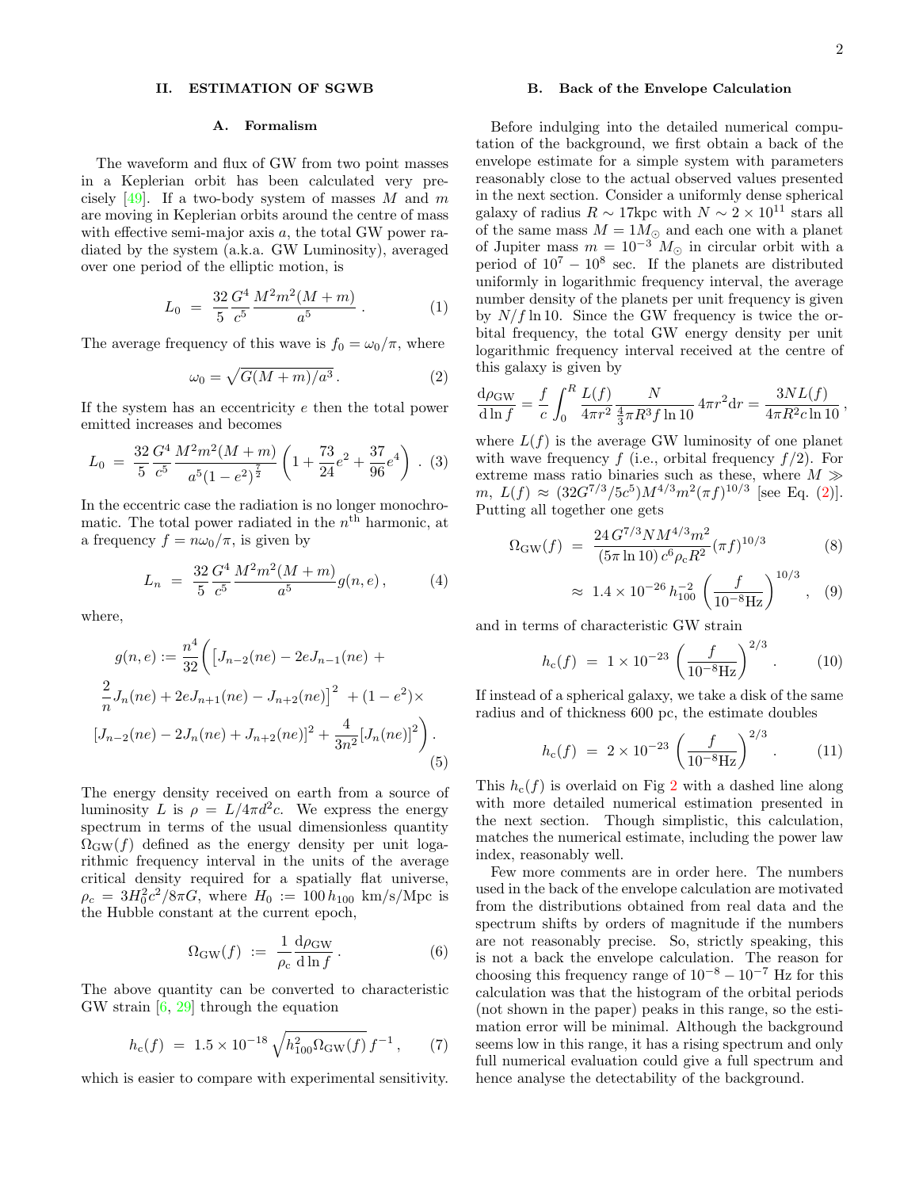## II. ESTIMATION OF SGWB

### A. Formalism

The waveform and flux of GW from two point masses in a Keplerian orbit has been calculated very precisely [49]. If a two-body system of masses $M$ and $m$ are moving in Keplerian orbits around the centre of mass with effective semi-major axis $a$, the total GW power radiated by the system (a.k.a. GW Luminosity), averaged over one period of the elliptic motion, is

$$L_0 \;=\; \frac{32}{5}\frac{G^4}{c^5}\frac{M^2m^2(M+m)}{a^5}\,. \tag{1}$$

The average frequency of this wave is $f_0 = \omega_0/\pi$, where

$$\omega_0 = \sqrt{G(M+m)/a^3}\,. \tag{2}$$

If the system has an eccentricity $e$ then the total power emitted increases and becomes

$$L_0 \;=\; \frac{32}{5}\frac{G^4}{c^5}\frac{M^2m^2(M+m)}{a^5(1-e^2)^{\frac{7}{2}}}\left(1+\frac{73}{24}e^2+\frac{37}{96}e^4\right)\,. \tag{3}$$

In the eccentric case the radiation is no longer monochromatic. The total power radiated in the $n^{\text{th}}$ harmonic, at a frequency $f = n\omega_0/\pi$, is given by

$$L_n \;=\; \frac{32}{5}\frac{G^4}{c^5}\frac{M^2m^2(M+m)}{a^5}g(n,e)\,, \tag{4}$$

where,

$$\begin{aligned} g(n,e) := \frac{n^4}{32}\Bigg(&\big[J_{n-2}(ne) - 2eJ_{n-1}(ne) + \\ &\frac{2}{n}J_n(ne) + 2eJ_{n+1}(ne) - J_{n+2}(ne)\big]^2 \;+(1-e^2)\times \\ &[J_{n-2}(ne) - 2J_n(ne) + J_{n+2}(ne)]^2 + \frac{4}{3n^2}[J_n(ne)]^2\Bigg)\,. \end{aligned} \tag{5}$$

The energy density received on earth from a source of luminosity $L$ is $\rho = L/4\pi d^2 c$. We express the energy spectrum in terms of the usual dimensionless quantity $\Omega_{\rm GW}(f)$ defined as the energy density per unit logarithmic frequency interval in the units of the average critical density required for a spatially flat universe, $\rho_c = 3H_0^2c^2/8\pi G$, where $H_0 := 100\,h_{100}$ km/s/Mpc is the Hubble constant at the current epoch,

$$\Omega_{\rm GW}(f) \;:=\; \frac{1}{\rho_{\rm c}}\frac{{\rm d}\rho_{\rm GW}}{{\rm d}\ln f}\,. \tag{6}$$

The above quantity can be converted to characteristic GW strain [6, 29] through the equation

$$h_{\rm c}(f) \;=\; 1.5\times10^{-18}\sqrt{h_{100}^2\Omega_{\rm GW}(f)}\,f^{-1}\,, \tag{7}$$

which is easier to compare with experimental sensitivity.

### B. Back of the Envelope Calculation

Before indulging into the detailed numerical computation of the background, we first obtain a back of the envelope estimate for a simple system with parameters reasonably close to the actual observed values presented in the next section. Consider a uniformly dense spherical galaxy of radius $R\sim 17$kpc with $N\sim 2\times10^{11}$ stars all of the same mass $M = 1M_\odot$ and each one with a planet of Jupiter mass $m = 10^{-3}\,M_\odot$ in circular orbit with a period of $10^7 - 10^8$ sec. If the planets are distributed uniformly in logarithmic frequency interval, the average number density of the planets per unit frequency is given by $N/f\ln 10$. Since the GW frequency is twice the orbital frequency, the total GW energy density per unit logarithmic frequency interval received at the centre of this galaxy is given by

$$\frac{{\rm d}\rho_{\rm GW}}{{\rm d}\ln f} = \frac{f}{c}\int_0^R \frac{L(f)}{4\pi r^2}\frac{N}{\frac{4}{3}\pi R^3 f\ln 10}\,4\pi r^2{\rm d}r = \frac{3NL(f)}{4\pi R^2 c\ln 10}\,,$$

where $L(f)$ is the average GW luminosity of one planet with wave frequency $f$ (i.e., orbital frequency $f/2$). For extreme mass ratio binaries such as these, where $M\gg m$, $L(f)\approx(32G^{7/3}/5c^5)M^{4/3}m^2(\pi f)^{10/3}$ [see Eq. (2)]. Putting all together one gets

$$\begin{aligned} \Omega_{\rm GW}(f) \;&=\; \frac{24\,G^{7/3}NM^{4/3}m^2}{(5\pi\ln 10)\,c^6\rho_{\rm c}R^2}(\pi f)^{10/3} &(8)\\ &\approx\; 1.4\times10^{-26}\,h_{100}^{-2}\left(\frac{f}{10^{-8}{\rm Hz}}\right)^{10/3}\,, &(9) \end{aligned}$$

and in terms of characteristic GW strain

$$h_{\rm c}(f) \;=\; 1\times10^{-23}\left(\frac{f}{10^{-8}{\rm Hz}}\right)^{2/3}\,. \tag{10}$$

If instead of a spherical galaxy, we take a disk of the same radius and of thickness 600 pc, the estimate doubles

$$h_{\rm c}(f) \;=\; 2\times10^{-23}\left(\frac{f}{10^{-8}{\rm Hz}}\right)^{2/3}\,. \tag{11}$$

This $h_{\rm c}(f)$ is overlaid on Fig 2 with a dashed line along with more detailed numerical estimation presented in the next section. Though simplistic, this calculation, matches the numerical estimate, including the power law index, reasonably well.

Few more comments are in order here. The numbers used in the back of the envelope calculation are motivated from the distributions obtained from real data and the spectrum shifts by orders of magnitude if the numbers are not reasonably precise. So, strictly speaking, this is not a back the envelope calculation. The reason for choosing this frequency range of $10^{-8} - 10^{-7}$ Hz for this calculation was that the histogram of the orbital periods (not shown in the paper) peaks in this range, so the estimation error will be minimal. Although the background seems low in this range, it has a rising spectrum and only full numerical evaluation could give a full spectrum and hence analyse the detectability of the background.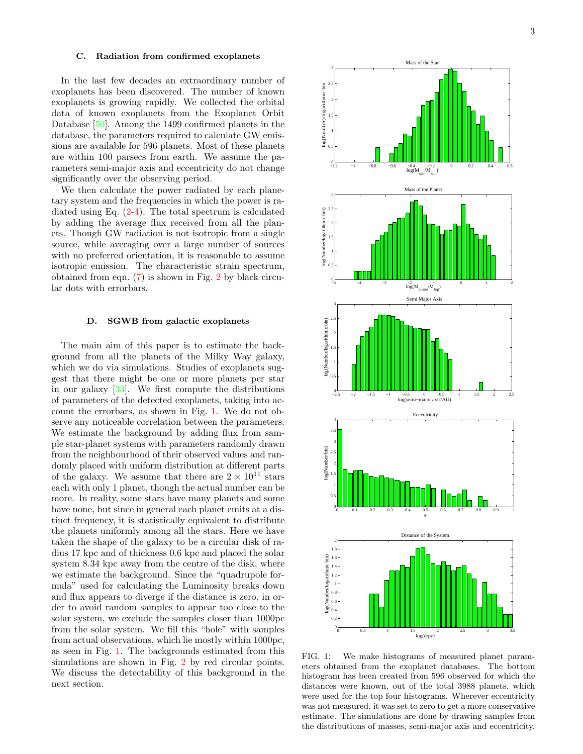### C. Radiation from confirmed exoplanets

In the last few decades an extraordinary number of exoplanets has been discovered. The number of known exoplanets is growing rapidly. We collected the orbital data of known exoplanets from the Exoplanet Orbit Database [50]. Among the 1499 confirmed planets in the database, the parameters required to calculate GW emissions are available for 596 planets. Most of these planets are within 100 parsecs from earth. We assume the parameters semi-major axis and eccentricity do not change significantly over the observing period.

We then calculate the power radiated by each planetary system and the frequencies in which the power is radiated using Eq. (2-4). The total spectrum is calculated by adding the average flux received from all the planets. Though GW radiation is not isotropic from a single source, while averaging over a large number of sources with no preferred orientation, it is reasonable to assume isotropic emission. The characteristic strain spectrum, obtained from eqn. (7) is shown in Fig. 2 by black circular dots with errorbars.

### D. SGWB from galactic exoplanets

The main aim of this paper is to estimate the background from all the planets of the Milky Way galaxy, which we do via simulations. Studies of exoplanets suggest that there might be one or more planets per star in our galaxy [33]. We first compute the distributions of parameters of the detected exoplanets, taking into account the errorbars, as shown in Fig. 1. We do not observe any noticeable correlation between the parameters. We estimate the background by adding flux from sample star-planet systems with parameters randomly drawn from the neighbourhood of their observed values and randomly placed with uniform distribution at different parts of the galaxy. We assume that there are $2 \times 10^{11}$ stars each with only 1 planet, though the actual number can be more. In reality, some stars have many planets and some have none, but since in general each planet emits at a distinct frequency, it is statistically equivalent to distribute the planets uniformly among all the stars. Here we have taken the shape of the galaxy to be a circular disk of radius 17 kpc and of thickness 0.6 kpc and placed the solar system 8.34 kpc away from the centre of the disk, where we estimate the background. Since the "quadrupole formula" used for calculating the Luminosity breaks down and flux appears to diverge if the distance is zero, in order to avoid random samples to appear too close to the solar system, we exclude the samples closer than 1000pc from the solar system. We fill this "hole" with samples from actual observations, which lie mostly within 1000pc, as seen in Fig. 1. The backgrounds estimated from this simulations are shown in Fig. 2 by red circular points. We discuss the detectability of this background in the next section.

FIG. 1: We make histograms of measured planet parameters obtained from the exoplanet databases. The bottom histogram has been created from 596 observed for which the distances were known, out of the total 3988 planets, which were used for the top four histograms. Wherever eccentricity was not measured, it was set to zero to get a more conservative estimate. The simulations are done by drawing samples from the distributions of masses, semi-major axis and eccentricity.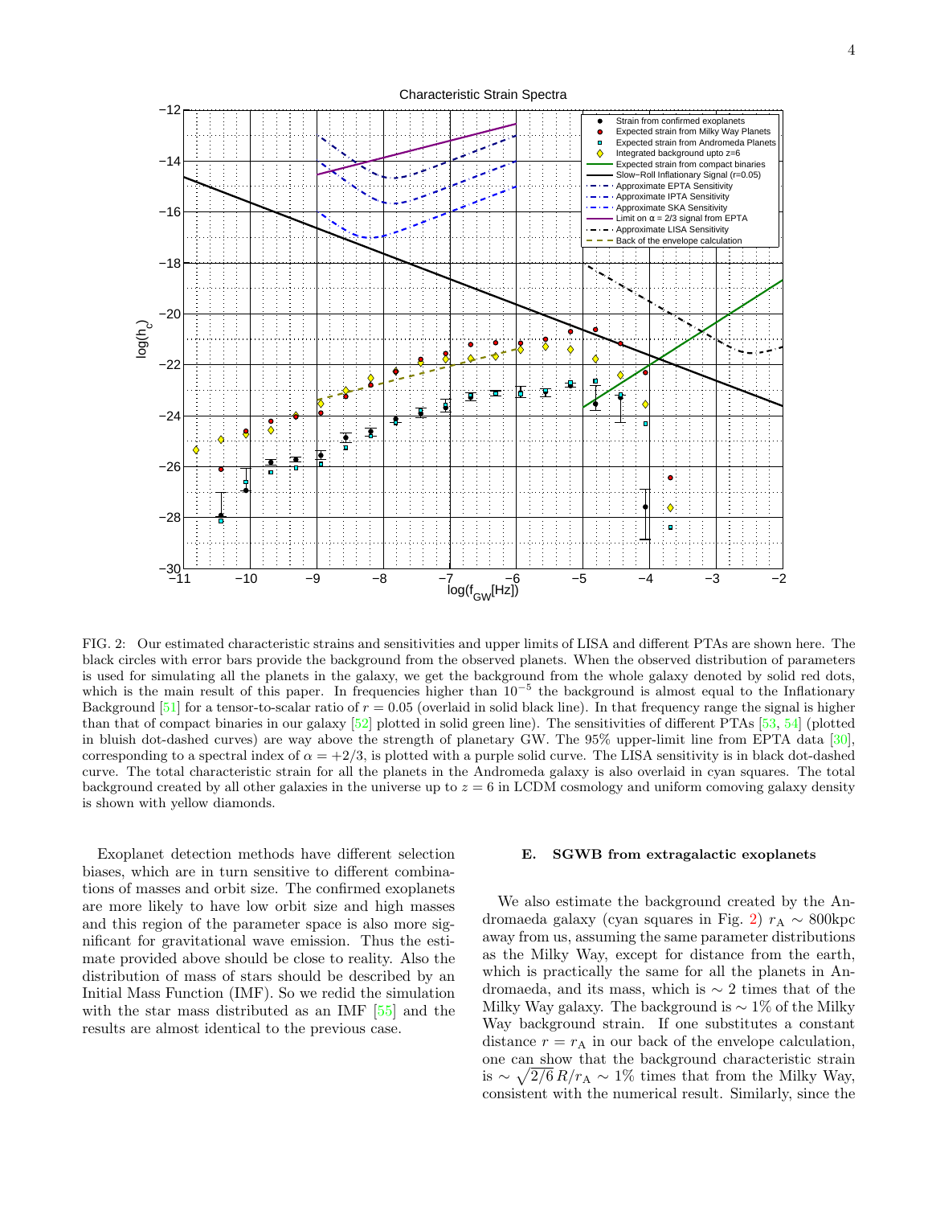FIG. 2: Our estimated characteristic strains and sensitivities and upper limits of LISA and different PTAs are shown here. The black circles with error bars provide the background from the observed planets. When the observed distribution of parameters is used for simulating all the planets in the galaxy, we get the background from the whole galaxy denoted by solid red dots, which is the main result of this paper. In frequencies higher than $10^{-5}$ the background is almost equal to the Inflationary Background [51] for a tensor-to-scalar ratio of $r = 0.05$ (overlaid in solid black line). In that frequency range the signal is higher than that of compact binaries in our galaxy [52] plotted in solid green line). The sensitivities of different PTAs [53, 54] (plotted in bluish dot-dashed curves) are way above the strength of planetary GW. The 95% upper-limit line from EPTA data [30], corresponding to a spectral index of $\alpha = +2/3$, is plotted with a purple solid curve. The LISA sensitivity is in black dot-dashed curve. The total characteristic strain for all the planets in the Andromeda galaxy is also overlaid in cyan squares. The total background created by all other galaxies in the universe up to $z = 6$ in LCDM cosmology and uniform comoving galaxy density is shown with yellow diamonds.

Exoplanet detection methods have different selection biases, which are in turn sensitive to different combinations of masses and orbit size. The confirmed exoplanets are more likely to have low orbit size and high masses and this region of the parameter space is also more significant for gravitational wave emission. Thus the estimate provided above should be close to reality. Also the distribution of mass of stars should be described by an Initial Mass Function (IMF). So we redid the simulation with the star mass distributed as an IMF [55] and the results are almost identical to the previous case.

### E. SGWB from extragalactic exoplanets

We also estimate the background created by the Andromaeda galaxy (cyan squares in Fig. 2) $r_{\rm A} \sim 800$kpc away from us, assuming the same parameter distributions as the Milky Way, except for distance from the earth, which is practically the same for all the planets in Andromaeda, and its mass, which is $\sim 2$ times that of the Milky Way galaxy. The background is $\sim 1\%$ of the Milky Way background strain. If one substitutes a constant distance $r = r_{\rm A}$ in our back of the envelope calculation, one can show that the background characteristic strain is $\sim \sqrt{2/6}\, R/r_{\rm A} \sim 1\%$ times that from the Milky Way, consistent with the numerical result. Similarly, since the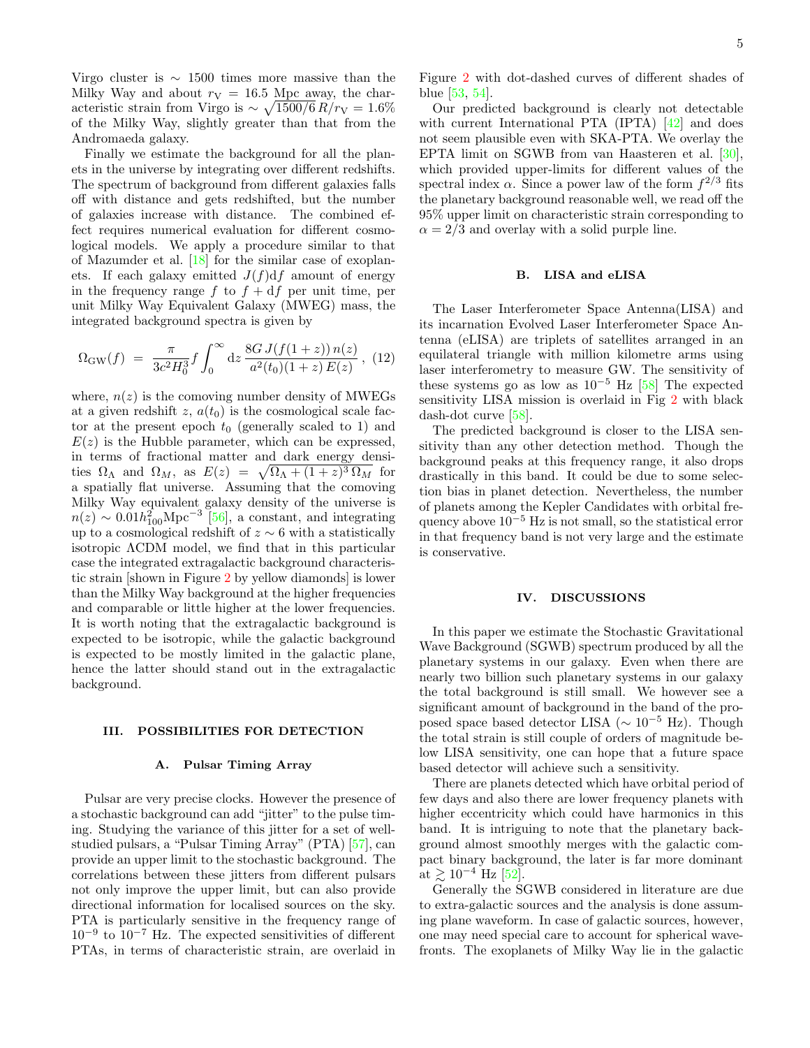Virgo cluster is $\sim$ 1500 times more massive than the Milky Way and about $r_{\rm V} = 16.5$ Mpc away, the characteristic strain from Virgo is $\sim \sqrt{1500/6}\, R/r_{\rm V} = 1.6\%$ of the Milky Way, slightly greater than that from the Andromaeda galaxy.

Finally we estimate the background for all the planets in the universe by integrating over different redshifts. The spectrum of background from different galaxies falls off with distance and gets redshifted, but the number of galaxies increase with distance. The combined effect requires numerical evaluation for different cosmological models. We apply a procedure similar to that of Mazumder et al. [18] for the similar case of exoplanets. If each galaxy emitted $J(f)\mathrm{d}f$ amount of energy in the frequency range $f$ to $f + \mathrm{d}f$ per unit time, per unit Milky Way Equivalent Galaxy (MWEG) mass, the integrated background spectra is given by

$$\Omega_{\rm GW}(f) \;=\; \frac{\pi}{3c^2 H_0^3} f \int_0^\infty \mathrm{d}z\, \frac{8G\, J(f(1+z))\, n(z)}{a^2(t_0)(1+z)\, E(z)}\;, \quad (12)$$

where, $n(z)$ is the comoving number density of MWEGs at a given redshift $z$, $a(t_0)$ is the cosmological scale factor at the present epoch $t_0$ (generally scaled to 1) and $E(z)$ is the Hubble parameter, which can be expressed, in terms of fractional matter and dark energy densities $\Omega_\Lambda$ and $\Omega_M$, as $E(z) = \sqrt{\Omega_\Lambda + (1+z)^3\, \Omega_M}$ for a spatially flat universe. Assuming that the comoving Milky Way equivalent galaxy density of the universe is $n(z) \sim 0.01 h_{100}^2 \mathrm{Mpc}^{-3}$ [56], a constant, and integrating up to a cosmological redshift of $z \sim 6$ with a statistically isotropic ΛCDM model, we find that in this particular case the integrated extragalactic background characteristic strain [shown in Figure 2 by yellow diamonds] is lower than the Milky Way background at the higher frequencies and comparable or little higher at the lower frequencies. It is worth noting that the extragalactic background is expected to be isotropic, while the galactic background is expected to be mostly limited in the galactic plane, hence the latter should stand out in the extragalactic background.

## III. POSSIBILITIES FOR DETECTION

### A. Pulsar Timing Array

Pulsar are very precise clocks. However the presence of a stochastic background can add "jitter" to the pulse timing. Studying the variance of this jitter for a set of well-studied pulsars, a "Pulsar Timing Array" (PTA) [57], can provide an upper limit to the stochastic background. The correlations between these jitters from different pulsars not only improve the upper limit, but can also provide directional information for localised sources on the sky. PTA is particularly sensitive in the frequency range of $10^{-9}$ to $10^{-7}$ Hz. The expected sensitivities of different PTAs, in terms of characteristic strain, are overlaid in Figure 2 with dot-dashed curves of different shades of blue [53, 54].

Our predicted background is clearly not detectable with current International PTA (IPTA) [42] and does not seem plausible even with SKA-PTA. We overlay the EPTA limit on SGWB from van Haasteren et al. [30], which provided upper-limits for different values of the spectral index $\alpha$. Since a power law of the form $f^{2/3}$ fits the planetary background reasonable well, we read off the 95% upper limit on characteristic strain corresponding to $\alpha = 2/3$ and overlay with a solid purple line.

### B. LISA and eLISA

The Laser Interferometer Space Antenna(LISA) and its incarnation Evolved Laser Interferometer Space Antenna (eLISA) are triplets of satellites arranged in an equilateral triangle with million kilometre arms using laser interferometry to measure GW. The sensitivity of these systems go as low as $10^{-5}$ Hz [58] The expected sensitivity LISA mission is overlaid in Fig 2 with black dash-dot curve [58].

The predicted background is closer to the LISA sensitivity than any other detection method. Though the background peaks at this frequency range, it also drops drastically in this band. It could be due to some selection bias in planet detection. Nevertheless, the number of planets among the Kepler Candidates with orbital frequency above $10^{-5}$ Hz is not small, so the statistical error in that frequency band is not very large and the estimate is conservative.

## IV. DISCUSSIONS

In this paper we estimate the Stochastic Gravitational Wave Background (SGWB) spectrum produced by all the planetary systems in our galaxy. Even when there are nearly two billion such planetary systems in our galaxy the total background is still small. We however see a significant amount of background in the band of the proposed space based detector LISA ($\sim 10^{-5}$ Hz). Though the total strain is still couple of orders of magnitude below LISA sensitivity, one can hope that a future space based detector will achieve such a sensitivity.

There are planets detected which have orbital period of few days and also there are lower frequency planets with higher eccentricity which could have harmonics in this band. It is intriguing to note that the planetary background almost smoothly merges with the galactic compact binary background, the later is far more dominant at $\gtrsim 10^{-4}$ Hz [52].

Generally the SGWB considered in literature are due to extra-galactic sources and the analysis is done assuming plane waveform. In case of galactic sources, however, one may need special care to account for spherical wavefronts. The exoplanets of Milky Way lie in the galactic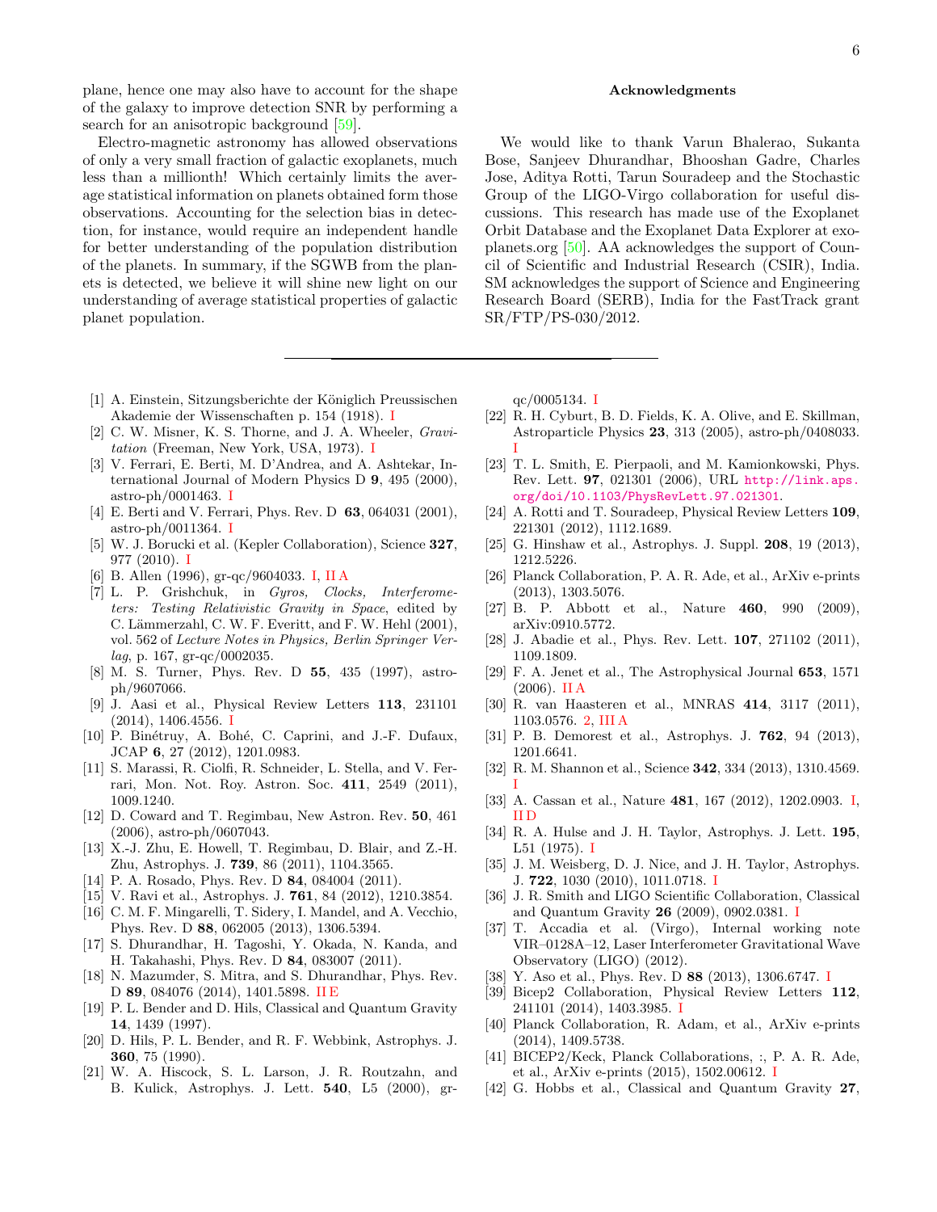plane, hence one may also have to account for the shape of the galaxy to improve detection SNR by performing a search for an anisotropic background [59].

Electro-magnetic astronomy has allowed observations of only a very small fraction of galactic exoplanets, much less than a millionth! Which certainly limits the average statistical information on planets obtained form those observations. Accounting for the selection bias in detection, for instance, would require an independent handle for better understanding of the population distribution of the planets. In summary, if the SGWB from the planets is detected, we believe it will shine new light on our understanding of average statistical properties of galactic planet population.

## Acknowledgments

We would like to thank Varun Bhalerao, Sukanta Bose, Sanjeev Dhurandhar, Bhooshan Gadre, Charles Jose, Aditya Rotti, Tarun Souradeep and the Stochastic Group of the LIGO-Virgo collaboration for useful discussions. This research has made use of the Exoplanet Orbit Database and the Exoplanet Data Explorer at exoplanets.org [50]. AA acknowledges the support of Council of Scientific and Industrial Research (CSIR), India. SM acknowledges the support of Science and Engineering Research Board (SERB), India for the FastTrack grant SR/FTP/PS-030/2012.

---

[1] A. Einstein, Sitzungsberichte der Königlich Preussischen Akademie der Wissenschaften p. 154 (1918). I

[2] C. W. Misner, K. S. Thorne, and J. A. Wheeler, *Gravitation* (Freeman, New York, USA, 1973). I

[3] V. Ferrari, E. Berti, M. D'Andrea, and A. Ashtekar, International Journal of Modern Physics D **9**, 495 (2000), astro-ph/0001463. I

[4] E. Berti and V. Ferrari, Phys. Rev. D **63**, 064031 (2001), astro-ph/0011364. I

[5] W. J. Borucki et al. (Kepler Collaboration), Science **327**, 977 (2010). I

[6] B. Allen (1996), gr-qc/9604033. I, II A

[7] L. P. Grishchuk, in *Gyros, Clocks, Interferometers: Testing Relativistic Gravity in Space*, edited by C. Lämmerzahl, C. W. F. Everitt, and F. W. Hehl (2001), vol. 562 of *Lecture Notes in Physics, Berlin Springer Verlag*, p. 167, gr-qc/0002035.

[8] M. S. Turner, Phys. Rev. D **55**, 435 (1997), astro-ph/9607066.

[9] J. Aasi et al., Physical Review Letters **113**, 231101 (2014), 1406.4556. I

[10] P. Binétruy, A. Bohé, C. Caprini, and J.-F. Dufaux, JCAP **6**, 27 (2012), 1201.0983.

[11] S. Marassi, R. Ciolfi, R. Schneider, L. Stella, and V. Ferrari, Mon. Not. Roy. Astron. Soc. **411**, 2549 (2011), 1009.1240.

[12] D. Coward and T. Regimbau, New Astron. Rev. **50**, 461 (2006), astro-ph/0607043.

[13] X.-J. Zhu, E. Howell, T. Regimbau, D. Blair, and Z.-H. Zhu, Astrophys. J. **739**, 86 (2011), 1104.3565.

[14] P. A. Rosado, Phys. Rev. D **84**, 084004 (2011).

[15] V. Ravi et al., Astrophys. J. **761**, 84 (2012), 1210.3854.

[16] C. M. F. Mingarelli, T. Sidery, I. Mandel, and A. Vecchio, Phys. Rev. D **88**, 062005 (2013), 1306.5394.

[17] S. Dhurandhar, H. Tagoshi, Y. Okada, N. Kanda, and H. Takahashi, Phys. Rev. D **84**, 083007 (2011).

[18] N. Mazumder, S. Mitra, and S. Dhurandhar, Phys. Rev. D **89**, 084076 (2014), 1401.5898. II E

[19] P. L. Bender and D. Hils, Classical and Quantum Gravity **14**, 1439 (1997).

[20] D. Hils, P. L. Bender, and R. F. Webbink, Astrophys. J. **360**, 75 (1990).

[21] W. A. Hiscock, S. L. Larson, J. R. Routzahn, and B. Kulick, Astrophys. J. Lett. **540**, L5 (2000), gr-qc/0005134. I

[22] R. H. Cyburt, B. D. Fields, K. A. Olive, and E. Skillman, Astroparticle Physics **23**, 313 (2005), astro-ph/0408033. I

[23] T. L. Smith, E. Pierpaoli, and M. Kamionkowski, Phys. Rev. Lett. **97**, 021301 (2006), URL http://link.aps.org/doi/10.1103/PhysRevLett.97.021301.

[24] A. Rotti and T. Souradeep, Physical Review Letters **109**, 221301 (2012), 1112.1689.

[25] G. Hinshaw et al., Astrophys. J. Suppl. **208**, 19 (2013), 1212.5226.

[26] Planck Collaboration, P. A. R. Ade, et al., ArXiv e-prints (2013), 1303.5076.

[27] B. P. Abbott et al., Nature **460**, 990 (2009), arXiv:0910.5772.

[28] J. Abadie et al., Phys. Rev. Lett. **107**, 271102 (2011), 1109.1809.

[29] F. A. Jenet et al., The Astrophysical Journal **653**, 1571 (2006). II A

[30] R. van Haasteren et al., MNRAS **414**, 3117 (2011), 1103.0576. 2, III A

[31] P. B. Demorest et al., Astrophys. J. **762**, 94 (2013), 1201.6641.

[32] R. M. Shannon et al., Science **342**, 334 (2013), 1310.4569. I

[33] A. Cassan et al., Nature **481**, 167 (2012), 1202.0903. I, II D

[34] R. A. Hulse and J. H. Taylor, Astrophys. J. Lett. **195**, L51 (1975). I

[35] J. M. Weisberg, D. J. Nice, and J. H. Taylor, Astrophys. J. **722**, 1030 (2010), 1011.0718. I

[36] J. R. Smith and LIGO Scientific Collaboration, Classical and Quantum Gravity **26** (2009), 0902.0381. I

[37] T. Accadia et al. (Virgo), Internal working note VIR–0128A–12, Laser Interferometer Gravitational Wave Observatory (LIGO) (2012).

[38] Y. Aso et al., Phys. Rev. D **88** (2013), 1306.6747. I

[39] Bicep2 Collaboration, Physical Review Letters **112**, 241101 (2014), 1403.3985. I

[40] Planck Collaboration, R. Adam, et al., ArXiv e-prints (2014), 1409.5738.

[41] BICEP2/Keck, Planck Collaborations, :, P. A. R. Ade, et al., ArXiv e-prints (2015), 1502.00612. I

[42] G. Hobbs et al., Classical and Quantum Gravity **27**,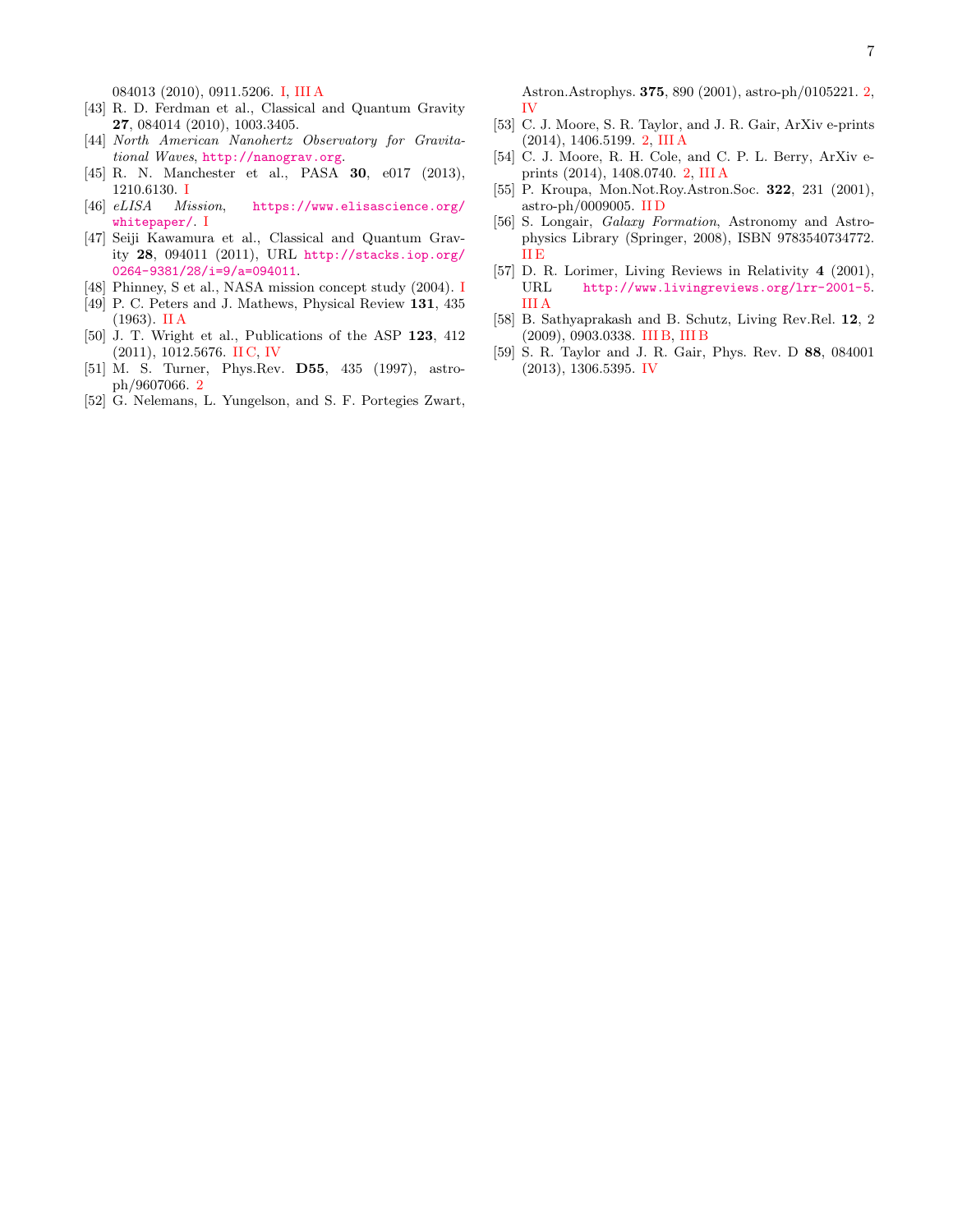084013 (2010), 0911.5206. I, III A

[43] R. D. Ferdman et al., Classical and Quantum Gravity **27**, 084014 (2010), 1003.3405.

[44] *North American Nanohertz Observatory for Gravitational Waves*, http://nanograv.org.

[45] R. N. Manchester et al., PASA **30**, e017 (2013), 1210.6130. I

[46] *eLISA Mission*, https://www.elisascience.org/whitepaper/. I

[47] Seiji Kawamura et al., Classical and Quantum Gravity **28**, 094011 (2011), URL http://stacks.iop.org/0264-9381/28/i=9/a=094011.

[48] Phinney, S et al., NASA mission concept study (2004). I

[49] P. C. Peters and J. Mathews, Physical Review **131**, 435 (1963). II A

[50] J. T. Wright et al., Publications of the ASP **123**, 412 (2011), 1012.5676. II C, IV

[51] M. S. Turner, Phys.Rev. **D55**, 435 (1997), astro-ph/9607066. 2

[52] G. Nelemans, L. Yungelson, and S. F. Portegies Zwart, Astron.Astrophys. **375**, 890 (2001), astro-ph/0105221. 2, IV

[53] C. J. Moore, S. R. Taylor, and J. R. Gair, ArXiv e-prints (2014), 1406.5199. 2, III A

[54] C. J. Moore, R. H. Cole, and C. P. L. Berry, ArXiv e-prints (2014), 1408.0740. 2, III A

[55] P. Kroupa, Mon.Not.Roy.Astron.Soc. **322**, 231 (2001), astro-ph/0009005. II D

[56] S. Longair, *Galaxy Formation*, Astronomy and Astrophysics Library (Springer, 2008), ISBN 9783540734772. II E

[57] D. R. Lorimer, Living Reviews in Relativity **4** (2001), URL http://www.livingreviews.org/lrr-2001-5. III A

[58] B. Sathyaprakash and B. Schutz, Living Rev.Rel. **12**, 2 (2009), 0903.0338. III B, III B

[59] S. R. Taylor and J. R. Gair, Phys. Rev. D **88**, 084001 (2013), 1306.5395. IV